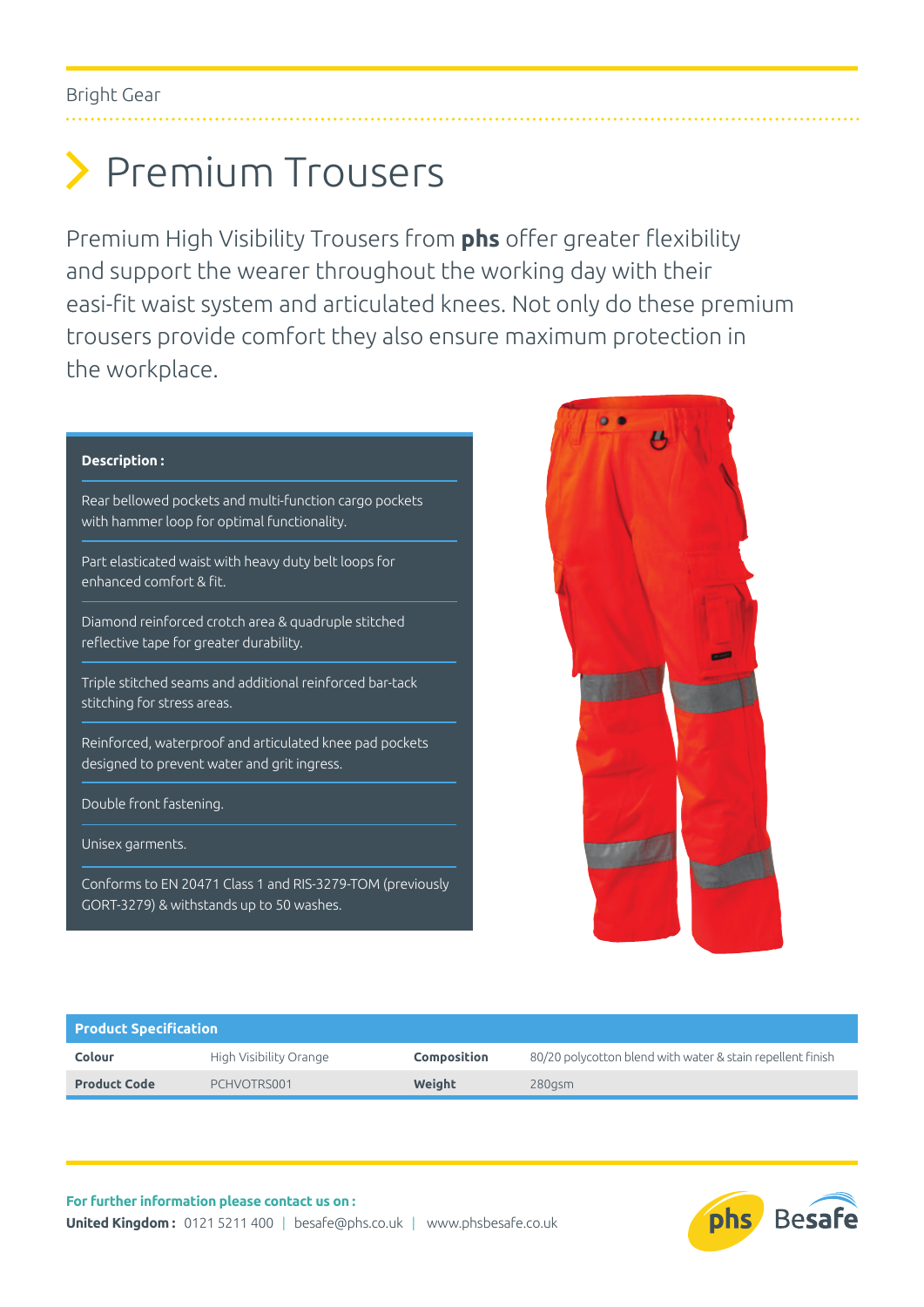Bright Gear

# Premium Trousers

Premium High Visibility Trousers from **phs** offer greater flexibility and support the wearer throughout the working day with their easi-fit waist system and articulated knees. Not only do these premium trousers provide comfort they also ensure maximum protection in the workplace.

**Description :**

- Rear bellowed pockets and multi-function cargo pockets with hammer loop for optimal functionality.
- Part elasticated waist with heavy duty belt loops for enhanced comfort & fit.
- Diamond reinforced crotch area & quadruple stitched reflective tape for greater durability.
- Triple stitched seams and additional reinforced bar-tack stitching for stress areas.
- Reinforced, waterproof and articulated knee pad pockets designed to prevent water and grit ingress.
- Double front fastening.
- Unisex garments.
- Conforms to EN 20471 Class 1 and RIS-3279-TOM (previously GORT-3279) & withstands up to 50 washes.

| Product Specification | | | |
|---|---|---|---|
| **Colour** | High Visibility Orange | **Composition** | 80/20 polycotton blend with water & stain repellent finish |
| **Product Code** | PCHVOTRS001 | **Weight** | 280gsm |

**For further information please contact us on :**
**United Kingdom :** 0121 5211 400 | besafe@phs.co.uk | www.phsbesafe.co.uk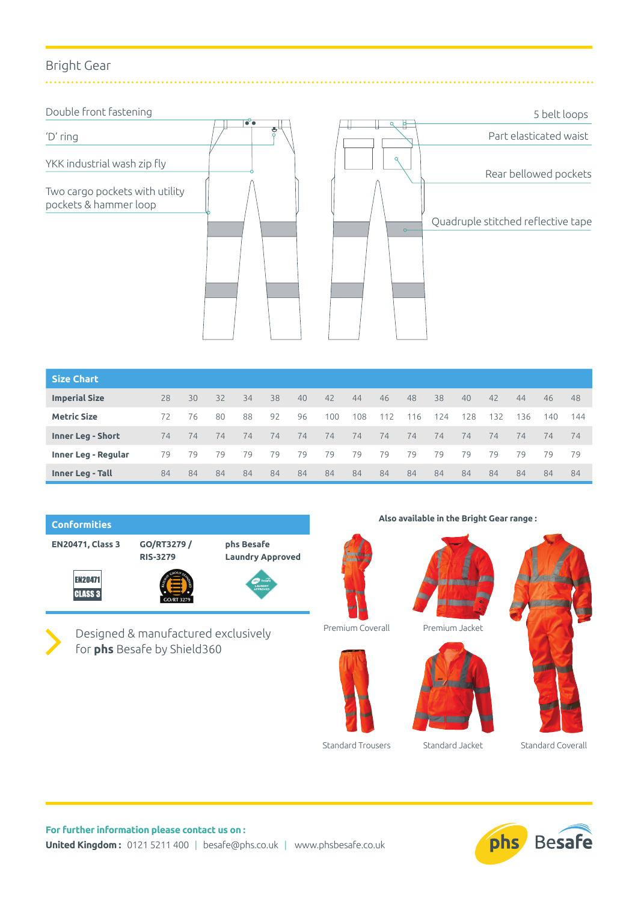## Bright Gear

Double front fastening

'D' ring

YKK industrial wash zip fly

Two cargo pockets with utility pockets & hammer loop

5 belt loops

Part elasticated waist

Rear bellowed pockets

Quadruple stitched reflective tape

### Size Chart

| Size Chart | | | | | | | | | | | | | | | | |
|---|---|---|---|---|---|---|---|---|---|---|---|---|---|---|---|---|
| **Imperial Size** | 28 | 30 | 32 | 34 | 38 | 40 | 42 | 44 | 46 | 48 | 38 | 40 | 42 | 44 | 46 | 48 |
| **Metric Size** | 72 | 76 | 80 | 88 | 92 | 96 | 100 | 108 | 112 | 116 | 124 | 128 | 132 | 136 | 140 | 144 |
| **Inner Leg - Short** | 74 | 74 | 74 | 74 | 74 | 74 | 74 | 74 | 74 | 74 | 74 | 74 | 74 | 74 | 74 | 74 |
| **Inner Leg - Regular** | 79 | 79 | 79 | 79 | 79 | 79 | 79 | 79 | 79 | 79 | 79 | 79 | 79 | 79 | 79 | 79 |
| **Inner Leg - Tall** | 84 | 84 | 84 | 84 | 84 | 84 | 84 | 84 | 84 | 84 | 84 | 84 | 84 | 84 | 84 | 84 |

### Conformities

| EN20471, Class 3 | GO/RT3279 / RIS-3279 | phs Besafe Laundry Approved |
|---|---|---|

Designed & manufactured exclusively for **phs** Besafe by Shield360

**Also available in the Bright Gear range :**

Premium Coverall

Premium Jacket

Standard Trousers

Standard Jacket

Standard Coverall

**For further information please contact us on :**

**United Kingdom :** 0121 5211 400 | besafe@phs.co.uk | www.phsbesafe.co.uk

phs Besafe